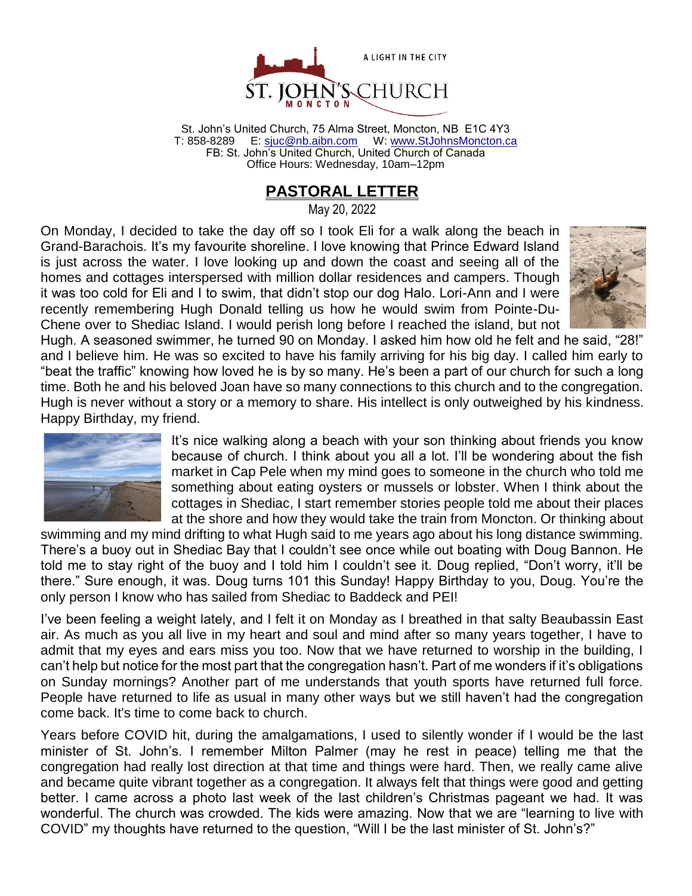A LIGHT IN THE CITY

ST. JOHN'S CHURCH
MONCTON

St. John's United Church, 75 Alma Street, Moncton, NB E1C 4Y3
T: 858-8289 E: sjuc@nb.aibn.com W: www.StJohnsMoncton.ca
FB: St. John's United Church, United Church of Canada
Office Hours: Wednesday, 10am–12pm

# PASTORAL LETTER

May 20, 2022

On Monday, I decided to take the day off so I took Eli for a walk along the beach in Grand-Barachois. It's my favourite shoreline. I love knowing that Prince Edward Island is just across the water. I love looking up and down the coast and seeing all of the homes and cottages interspersed with million dollar residences and campers. Though it was too cold for Eli and I to swim, that didn't stop our dog Halo. Lori-Ann and I were recently remembering Hugh Donald telling us how he would swim from Pointe-Du-Chene over to Shediac Island. I would perish long before I reached the island, but not Hugh. A seasoned swimmer, he turned 90 on Monday. I asked him how old he felt and he said, "28!" and I believe him. He was so excited to have his family arriving for his big day. I called him early to "beat the traffic" knowing how loved he is by so many. He's been a part of our church for such a long time. Both he and his beloved Joan have so many connections to this church and to the congregation. Hugh is never without a story or a memory to share. His intellect is only outweighed by his kindness. Happy Birthday, my friend.

It's nice walking along a beach with your son thinking about friends you know because of church. I think about you all a lot. I'll be wondering about the fish market in Cap Pele when my mind goes to someone in the church who told me something about eating oysters or mussels or lobster. When I think about the cottages in Shediac, I start remember stories people told me about their places at the shore and how they would take the train from Moncton. Or thinking about swimming and my mind drifting to what Hugh said to me years ago about his long distance swimming. There's a buoy out in Shediac Bay that I couldn't see once while out boating with Doug Bannon. He told me to stay right of the buoy and I told him I couldn't see it. Doug replied, "Don't worry, it'll be there." Sure enough, it was. Doug turns 101 this Sunday! Happy Birthday to you, Doug. You're the only person I know who has sailed from Shediac to Baddeck and PEI!

I've been feeling a weight lately, and I felt it on Monday as I breathed in that salty Beaubassin East air. As much as you all live in my heart and soul and mind after so many years together, I have to admit that my eyes and ears miss you too. Now that we have returned to worship in the building, I can't help but notice for the most part that the congregation hasn't. Part of me wonders if it's obligations on Sunday mornings? Another part of me understands that youth sports have returned full force. People have returned to life as usual in many other ways but we still haven't had the congregation come back. It's time to come back to church.

Years before COVID hit, during the amalgamations, I used to silently wonder if I would be the last minister of St. John's. I remember Milton Palmer (may he rest in peace) telling me that the congregation had really lost direction at that time and things were hard. Then, we really came alive and became quite vibrant together as a congregation. It always felt that things were good and getting better. I came across a photo last week of the last children's Christmas pageant we had. It was wonderful. The church was crowded. The kids were amazing. Now that we are "learning to live with COVID" my thoughts have returned to the question, "Will I be the last minister of St. John's?"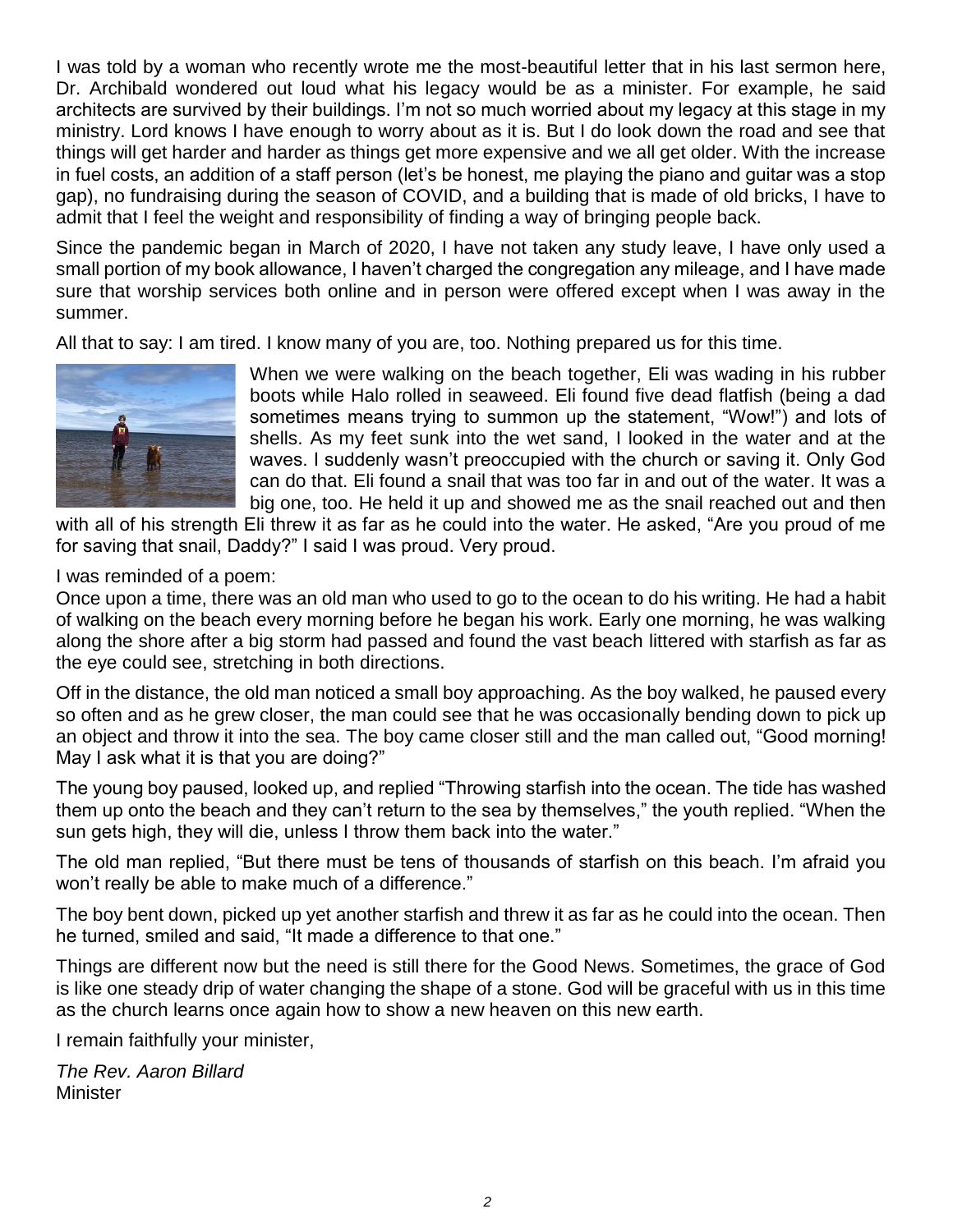I was told by a woman who recently wrote me the most-beautiful letter that in his last sermon here, Dr. Archibald wondered out loud what his legacy would be as a minister. For example, he said architects are survived by their buildings. I'm not so much worried about my legacy at this stage in my ministry. Lord knows I have enough to worry about as it is. But I do look down the road and see that things will get harder and harder as things get more expensive and we all get older. With the increase in fuel costs, an addition of a staff person (let's be honest, me playing the piano and guitar was a stop gap), no fundraising during the season of COVID, and a building that is made of old bricks, I have to admit that I feel the weight and responsibility of finding a way of bringing people back.

Since the pandemic began in March of 2020, I have not taken any study leave, I have only used a small portion of my book allowance, I haven't charged the congregation any mileage, and I have made sure that worship services both online and in person were offered except when I was away in the summer.

All that to say: I am tired. I know many of you are, too. Nothing prepared us for this time.

When we were walking on the beach together, Eli was wading in his rubber boots while Halo rolled in seaweed. Eli found five dead flatfish (being a dad sometimes means trying to summon up the statement, "Wow!") and lots of shells. As my feet sunk into the wet sand, I looked in the water and at the waves. I suddenly wasn't preoccupied with the church or saving it. Only God can do that. Eli found a snail that was too far in and out of the water. It was a big one, too. He held it up and showed me as the snail reached out and then with all of his strength Eli threw it as far as he could into the water. He asked, "Are you proud of me for saving that snail, Daddy?" I said I was proud. Very proud.

I was reminded of a poem:

Once upon a time, there was an old man who used to go to the ocean to do his writing. He had a habit of walking on the beach every morning before he began his work. Early one morning, he was walking along the shore after a big storm had passed and found the vast beach littered with starfish as far as the eye could see, stretching in both directions.

Off in the distance, the old man noticed a small boy approaching. As the boy walked, he paused every so often and as he grew closer, the man could see that he was occasionally bending down to pick up an object and throw it into the sea. The boy came closer still and the man called out, "Good morning! May I ask what it is that you are doing?"

The young boy paused, looked up, and replied "Throwing starfish into the ocean. The tide has washed them up onto the beach and they can't return to the sea by themselves," the youth replied. "When the sun gets high, they will die, unless I throw them back into the water."

The old man replied, "But there must be tens of thousands of starfish on this beach. I'm afraid you won't really be able to make much of a difference."

The boy bent down, picked up yet another starfish and threw it as far as he could into the ocean. Then he turned, smiled and said, "It made a difference to that one."

Things are different now but the need is still there for the Good News. Sometimes, the grace of God is like one steady drip of water changing the shape of a stone. God will be graceful with us in this time as the church learns once again how to show a new heaven on this new earth.

I remain faithfully your minister,

*The Rev. Aaron Billard*
Minister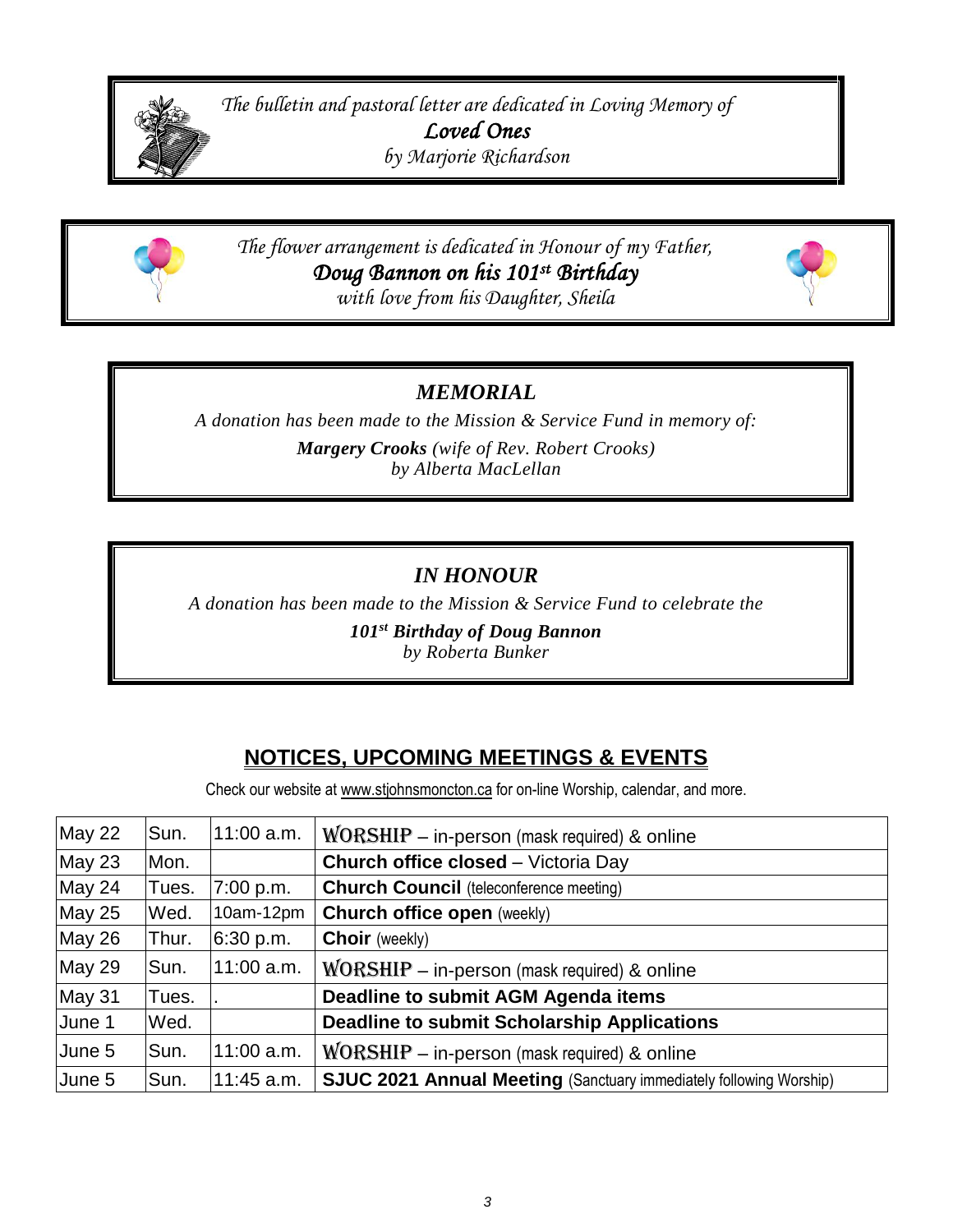*The bulletin and pastoral letter are dedicated in Loving Memory of*

***Loved Ones***

*by Marjorie Richardson*

*The flower arrangement is dedicated in Honour of my Father,*

***Doug Bannon on his 101st Birthday***

*with love from his Daughter, Sheila*

## *MEMORIAL*

*A donation has been made to the Mission & Service Fund in memory of:*

***Margery Crooks** (wife of Rev. Robert Crooks)*

*by Alberta MacLellan*

## *IN HONOUR*

*A donation has been made to the Mission & Service Fund to celebrate the*

***101st Birthday of Doug Bannon***

*by Roberta Bunker*

## NOTICES, UPCOMING MEETINGS & EVENTS

Check our website at www.stjohnsmoncton.ca for on-line Worship, calendar, and more.

| | | | |
|---|---|---|---|
| May 22 | Sun. | 11:00 a.m. | WORSHIP – in-person (mask required) & online |
| May 23 | Mon. | | **Church office closed** – Victoria Day |
| May 24 | Tues. | 7:00 p.m. | **Church Council** (teleconference meeting) |
| May 25 | Wed. | 10am-12pm | **Church office open** (weekly) |
| May 26 | Thur. | 6:30 p.m. | **Choir** (weekly) |
| May 29 | Sun. | 11:00 a.m. | WORSHIP – in-person (mask required) & online |
| May 31 | Tues. | . | **Deadline to submit AGM Agenda items** |
| June 1 | Wed. | | **Deadline to submit Scholarship Applications** |
| June 5 | Sun. | 11:00 a.m. | WORSHIP – in-person (mask required) & online |
| June 5 | Sun. | 11:45 a.m. | **SJUC 2021 Annual Meeting** (Sanctuary immediately following Worship) |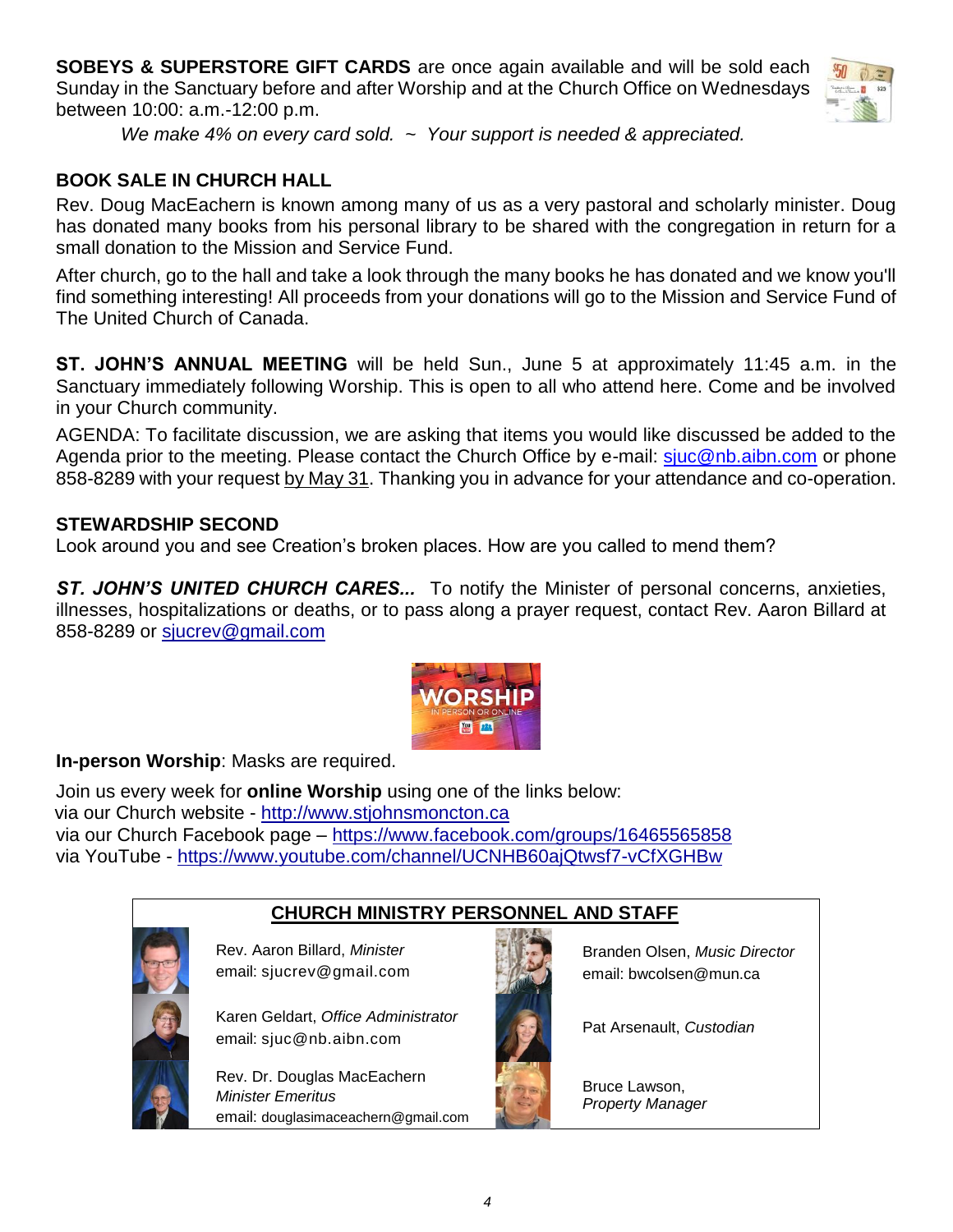**SOBEYS & SUPERSTORE GIFT CARDS** are once again available and will be sold each Sunday in the Sanctuary before and after Worship and at the Church Office on Wednesdays between 10:00: a.m.-12:00 p.m.

*We make 4% on every card sold. ~ Your support is needed & appreciated.*

**BOOK SALE IN CHURCH HALL**

Rev. Doug MacEachern is known among many of us as a very pastoral and scholarly minister. Doug has donated many books from his personal library to be shared with the congregation in return for a small donation to the Mission and Service Fund.

After church, go to the hall and take a look through the many books he has donated and we know you'll find something interesting! All proceeds from your donations will go to the Mission and Service Fund of The United Church of Canada.

**ST. JOHN'S ANNUAL MEETING** will be held Sun., June 5 at approximately 11:45 a.m. in the Sanctuary immediately following Worship. This is open to all who attend here. Come and be involved in your Church community.

AGENDA: To facilitate discussion, we are asking that items you would like discussed be added to the Agenda prior to the meeting. Please contact the Church Office by e-mail: sjuc@nb.aibn.com or phone 858-8289 with your request by May 31. Thanking you in advance for your attendance and co-operation.

**STEWARDSHIP SECOND**

Look around you and see Creation's broken places. How are you called to mend them?

***ST. JOHN'S UNITED CHURCH CARES...*** To notify the Minister of personal concerns, anxieties, illnesses, hospitalizations or deaths, or to pass along a prayer request, contact Rev. Aaron Billard at 858-8289 or sjucrev@gmail.com

WORSHIP IN PERSON OR ONLINE

**In-person Worship**: Masks are required.

Join us every week for **online Worship** using one of the links below:
via our Church website - http://www.stjohnsmoncton.ca
via our Church Facebook page – https://www.facebook.com/groups/16465565858
via YouTube - https://www.youtube.com/channel/UCNHB60ajQtwsf7-vCfXGHBw

**CHURCH MINISTRY PERSONNEL AND STAFF**

Rev. Aaron Billard, *Minister*
email: sjucrev@gmail.com

Karen Geldart, *Office Administrator*
email: sjuc@nb.aibn.com

Rev. Dr. Douglas MacEachern
*Minister Emeritus*
email: douglasimaceachern@gmail.com

Branden Olsen, *Music Director*
email: bwcolsen@mun.ca

Pat Arsenault, *Custodian*

Bruce Lawson,
*Property Manager*